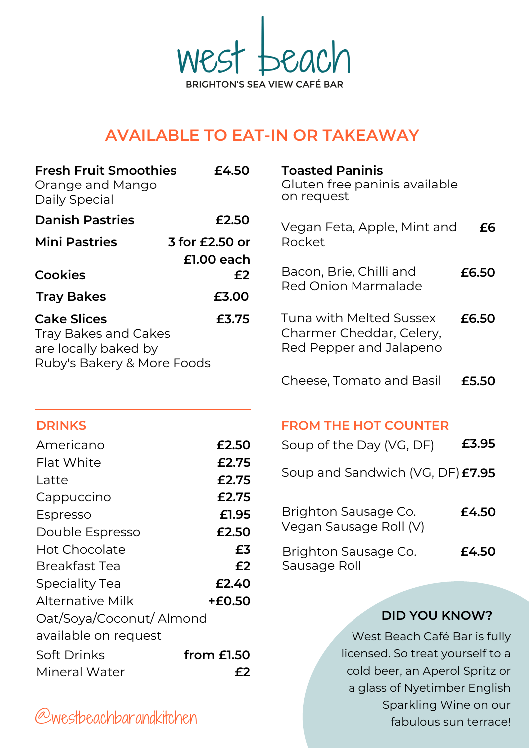# west beach

BRIGHTON'S SEA VIEW CAFÉ BAR

## AVAILABLE TO EAT-IN OR TAKEAWAY

| Item | Price |
|---|---|
| **Fresh Fruit Smoothies**<br>Orange and Mango<br>Daily Special | **£4.50** |
| **Danish Pastries** | **£2.50** |
| **Mini Pastries** | **3 for £2.50 or £1.00 each** |
| **Cookies** | **£2** |
| **Tray Bakes** | **£3.00** |
| **Cake Slices** | **£3.75** |

Tray Bakes and Cakes are locally baked by Ruby's Bakery & More Foods

### Toasted Paninis

Gluten free paninis available on request

| Item | Price |
|---|---|
| Vegan Feta, Apple, Mint and Rocket | **£6** |
| Bacon, Brie, Chilli and Red Onion Marmalade | **£6.50** |
| Tuna with Melted Sussex Charmer Cheddar, Celery, Red Pepper and Jalapeno | **£6.50** |
| Cheese, Tomato and Basil | **£5.50** |

## DRINKS

| Item | Price |
|---|---|
| Americano | **£2.50** |
| Flat White | **£2.75** |
| Latte | **£2.75** |
| Cappuccino | **£2.75** |
| Espresso | **£1.95** |
| Double Espresso | **£2.50** |
| Hot Chocolate | **£3** |
| Breakfast Tea | **£2** |
| Speciality Tea | **£2.40** |
| Alternative Milk | **+£0.50** |
| Soft Drinks | **from £1.50** |
| Mineral Water | **£2** |

Oat/Soya/Coconut/ Almond available on request

## FROM THE HOT COUNTER

| Item | Price |
|---|---|
| Soup of the Day (VG, DF) | **£3.95** |
| Soup and Sandwich (VG, DF) | **£7.95** |
| Brighton Sausage Co. Vegan Sausage Roll (V) | **£4.50** |
| Brighton Sausage Co. Sausage Roll | **£4.50** |

### DID YOU KNOW?

West Beach Café Bar is fully licensed. So treat yourself to a cold beer, an Aperol Spritz or a glass of Nyetimber English Sparkling Wine on our fabulous sun terrace!

@westbeachbarandkitchen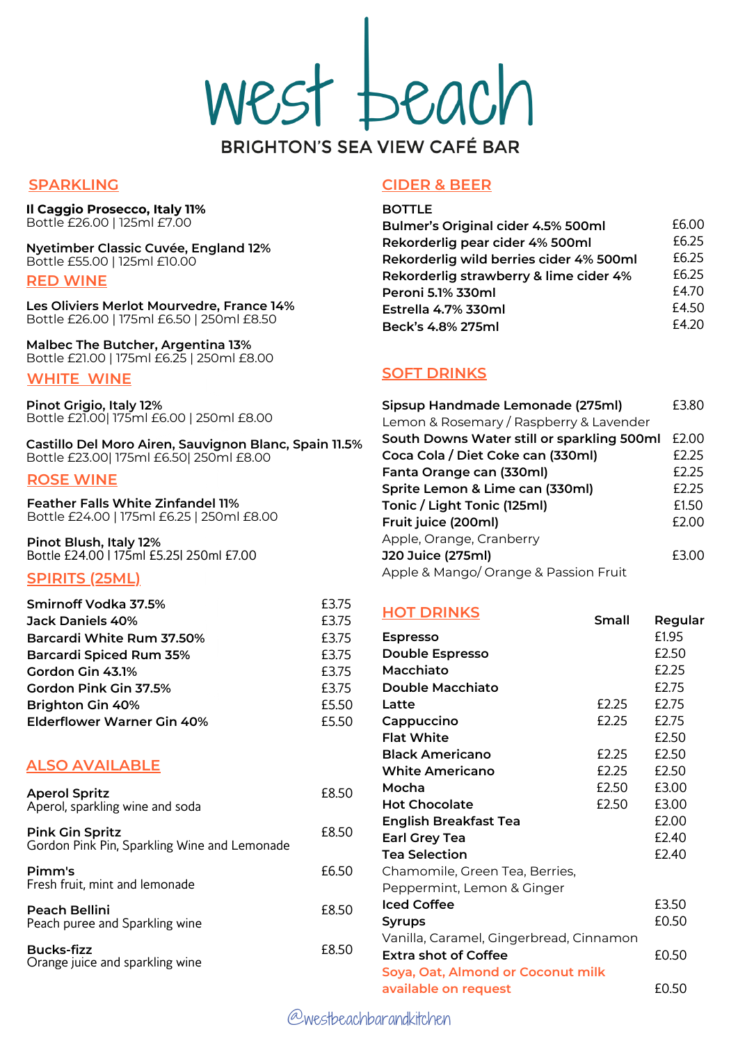# west beach

BRIGHTON'S SEA VIEW CAFÉ BAR

## SPARKLING

**Il Caggio Prosecco, Italy 11%**
Bottle £26.00 | 125ml £7.00

**Nyetimber Classic Cuvée, England 12%**
Bottle £55.00 | 125ml £10.00

## RED WINE

**Les Oliviers Merlot Mourvedre, France 14%**
Bottle £26.00 | 175ml £6.50 | 250ml £8.50

**Malbec The Butcher, Argentina 13%**
Bottle £21.00 | 175ml £6.25 | 250ml £8.00

## WHITE WINE

**Pinot Grigio, Italy 12%**
Bottle £21.00| 175ml £6.00 | 250ml £8.00

**Castillo Del Moro Airen, Sauvignon Blanc, Spain 11.5%**
Bottle £23.00| 175ml £6.50| 250ml £8.00

## ROSE WINE

**Feather Falls White Zinfandel 11%**
Bottle £24.00 | 175ml £6.25 | 250ml £8.00

**Pinot Blush, Italy 12%**
Bottle £24.00 | 175ml £5.25| 250ml £7.00

## SPIRITS (25ML)

| | |
|---|---|
| **Smirnoff Vodka 37.5%** | £3.75 |
| **Jack Daniels 40%** | £3.75 |
| **Barcardi White Rum 37.50%** | £3.75 |
| **Barcardi Spiced Rum 35%** | £3.75 |
| **Gordon Gin 43.1%** | £3.75 |
| **Gordon Pink Gin 37.5%** | £3.75 |
| **Brighton Gin 40%** | £5.50 |
| **Elderflower Warner Gin 40%** | £5.50 |

## ALSO AVAILABLE

**Aperol Spritz** £8.50
Aperol, sparkling wine and soda

**Pink Gin Spritz** £8.50
Gordon Pink Pin, Sparkling Wine and Lemonade

**Pimm's** £6.50
Fresh fruit, mint and lemonade

**Peach Bellini** £8.50
Peach puree and Sparkling wine

**Bucks-fizz** £8.50
Orange juice and sparkling wine

## CIDER & BEER

BOTTLE

| | |
|---|---|
| **Bulmer's Original cider 4.5% 500ml** | £6.00 |
| **Rekorderlig pear cider 4% 500ml** | £6.25 |
| **Rekorderlig wild berries cider 4% 500ml** | £6.25 |
| **Rekorderlig strawberry & lime cider 4%** | £6.25 |
| **Peroni 5.1% 330ml** | £4.70 |
| **Estrella 4.7% 330ml** | £4.50 |
| **Beck's 4.8% 275ml** | £4.20 |

## SOFT DRINKS

**Sipsup Handmade Lemonade (275ml)** £3.80
Lemon & Rosemary / Raspberry & Lavender

**South Downs Water still or sparkling 500ml** £2.00

**Coca Cola / Diet Coke can (330ml)** £2.25

**Fanta Orange can (330ml)** £2.25

**Sprite Lemon & Lime can (330ml)** £2.25

**Tonic / Light Tonic (125ml)** £1.50

**Fruit juice (200ml)** £2.00
Apple, Orange, Cranberry

**J20 Juice (275ml)** £3.00
Apple & Mango/ Orange & Passion Fruit

## HOT DRINKS

| | Small | Regular |
|---|---|---|
| **Espresso** | | £1.95 |
| **Double Espresso** | | £2.50 |
| **Macchiato** | | £2.25 |
| **Double Macchiato** | | £2.75 |
| **Latte** | £2.25 | £2.75 |
| **Cappuccino** | £2.25 | £2.75 |
| **Flat White** | | £2.50 |
| **Black Americano** | £2.25 | £2.50 |
| **White Americano** | £2.25 | £2.50 |
| **Mocha** | £2.50 | £3.00 |
| **Hot Chocolate** | £2.50 | £3.00 |
| **English Breakfast Tea** | | £2.00 |
| **Earl Grey Tea** | | £2.40 |
| **Tea Selection** | | £2.40 |
| Chamomile, Green Tea, Berries, Peppermint, Lemon & Ginger | | |
| **Iced Coffee** | | £3.50 |
| **Syrups** | | £0.50 |
| Vanilla, Caramel, Gingerbread, Cinnamon | | |
| **Extra shot of Coffee** | | £0.50 |
| **Soya, Oat, Almond or Coconut milk available on request** | | £0.50 |

@westbeachbarandkitchen